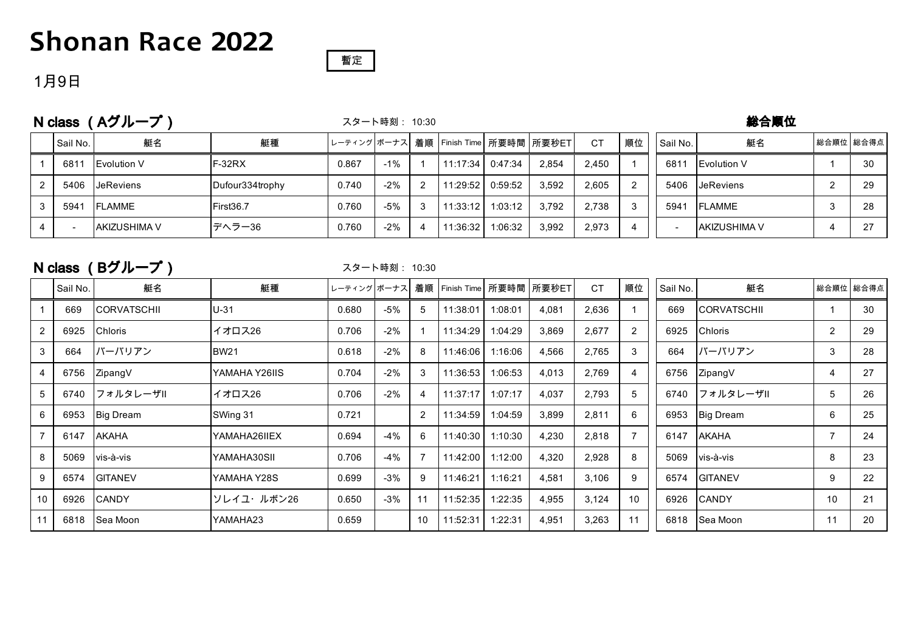# Shonan Race 2022

暫定

1月9日

## N class （Aグループ）

スタート時刻： 10:30

| | Sail No. | 艇名 | 艇種 | レーティング | ボーナス | 着順 | Finish Time | 所要時間 | 所要秒ET | CT | 順位 |
|---|---|---|---|---|---|---|---|---|---|---|---|
| 1 | 6811 | Evolution V | F-32RX | 0.867 | -1% | 1 | 11:17:34 | 0:47:34 | 2,854 | 2,450 | 1 |
| 2 | 5406 | JeReviens | Dufour334trophy | 0.740 | -2% | 2 | 11:29:52 | 0:59:52 | 3,592 | 2,605 | 2 |
| 3 | 5941 | FLAMME | First36.7 | 0.760 | -5% | 3 | 11:33:12 | 1:03:12 | 3,792 | 2,738 | 3 |
| 4 | - | AKIZUSHIMA V | デヘラー36 | 0.760 | -2% | 4 | 11:36:32 | 1:06:32 | 3,992 | 2,973 | 4 |

**総合順位**

| Sail No. | 艇名 | 総合順位 | 総合得点 |
|---|---|---|---|
| 6811 | Evolution V | 1 | 30 |
| 5406 | JeReviens | 2 | 29 |
| 5941 | FLAMME | 3 | 28 |
| - | AKIZUSHIMA V | 4 | 27 |

## N class （Bグループ）

スタート時刻： 10:30

| | Sail No. | 艇名 | 艇種 | レーティング | ボーナス | 着順 | Finish Time | 所要時間 | 所要秒ET | CT | 順位 |
|---|---|---|---|---|---|---|---|---|---|---|---|
| 1 | 669 | CORVATSCHII | U-31 | 0.680 | -5% | 5 | 11:38:01 | 1:08:01 | 4,081 | 2,636 | 1 |
| 2 | 6925 | Chloris | イオロス26 | 0.706 | -2% | 1 | 11:34:29 | 1:04:29 | 3,869 | 2,677 | 2 |
| 3 | 664 | バーバリアン | BW21 | 0.618 | -2% | 8 | 11:46:06 | 1:16:06 | 4,566 | 2,765 | 3 |
| 4 | 6756 | ZipangV | YAMAHA Y26IIS | 0.704 | -2% | 3 | 11:36:53 | 1:06:53 | 4,013 | 2,769 | 4 |
| 5 | 6740 | フォルタレーザII | イオロス26 | 0.706 | -2% | 4 | 11:37:17 | 1:07:17 | 4,037 | 2,793 | 5 |
| 6 | 6953 | Big Dream | SWing 31 | 0.721 | | 2 | 11:34:59 | 1:04:59 | 3,899 | 2,811 | 6 |
| 7 | 6147 | AKAHA | YAMAHA26IIEX | 0.694 | -4% | 6 | 11:40:30 | 1:10:30 | 4,230 | 2,818 | 7 |
| 8 | 5069 | vis-à-vis | YAMAHA30SII | 0.706 | -4% | 7 | 11:42:00 | 1:12:00 | 4,320 | 2,928 | 8 |
| 9 | 6574 | GITANEV | YAMAHA Y28S | 0.699 | -3% | 9 | 11:46:21 | 1:16:21 | 4,581 | 3,106 | 9 |
| 10 | 6926 | CANDY | ソレイユ・ルボン26 | 0.650 | -3% | 11 | 11:52:35 | 1:22:35 | 4,955 | 3,124 | 10 |
| 11 | 6818 | Sea Moon | YAMAHA23 | 0.659 | | 10 | 11:52:31 | 1:22:31 | 4,951 | 3,263 | 11 |

| Sail No. | 艇名 | 総合順位 | 総合得点 |
|---|---|---|---|
| 669 | CORVATSCHII | 1 | 30 |
| 6925 | Chloris | 2 | 29 |
| 664 | バーバリアン | 3 | 28 |
| 6756 | ZipangV | 4 | 27 |
| 6740 | フォルタレーザII | 5 | 26 |
| 6953 | Big Dream | 6 | 25 |
| 6147 | AKAHA | 7 | 24 |
| 5069 | vis-à-vis | 8 | 23 |
| 6574 | GITANEV | 9 | 22 |
| 6926 | CANDY | 10 | 21 |
| 6818 | Sea Moon | 11 | 20 |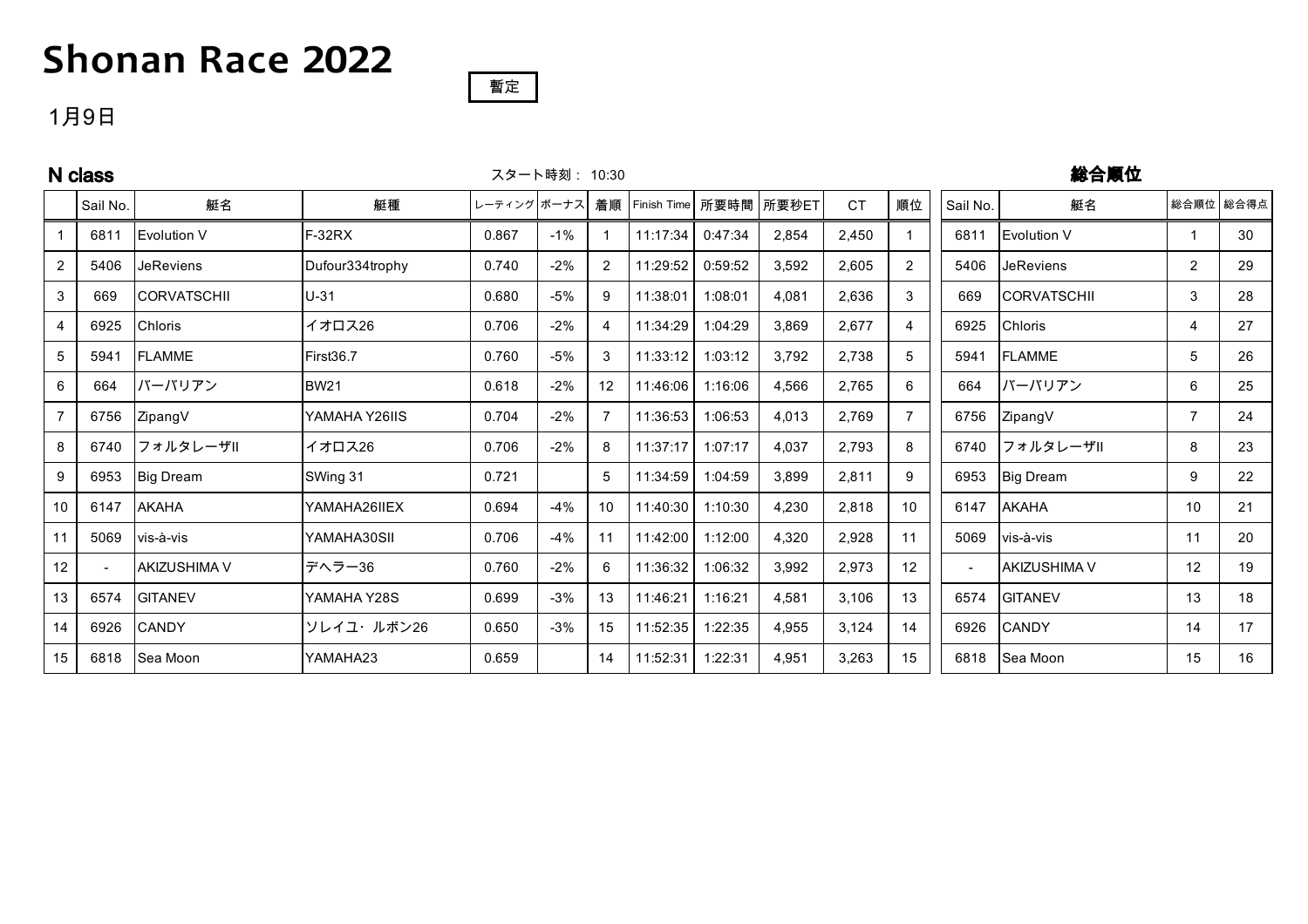# Shonan Race 2022

暫定

1月9日

## N class

スタート時刻： 10:30

|  | Sail No. | 艇名 | 艇種 | レーティング | ボーナス | 着順 | Finish Time | 所要時間 | 所要秒ET | CT | 順位 |
|---|---|---|---|---|---|---|---|---|---|---|---|
| 1 | 6811 | Evolution V | F-32RX | 0.867 | -1% | 1 | 11:17:34 | 0:47:34 | 2,854 | 2,450 | 1 |
| 2 | 5406 | JeReviens | Dufour334trophy | 0.740 | -2% | 2 | 11:29:52 | 0:59:52 | 3,592 | 2,605 | 2 |
| 3 | 669 | CORVATSCHII | U-31 | 0.680 | -5% | 9 | 11:38:01 | 1:08:01 | 4,081 | 2,636 | 3 |
| 4 | 6925 | Chloris | イオロス26 | 0.706 | -2% | 4 | 11:34:29 | 1:04:29 | 3,869 | 2,677 | 4 |
| 5 | 5941 | FLAMME | First36.7 | 0.760 | -5% | 3 | 11:33:12 | 1:03:12 | 3,792 | 2,738 | 5 |
| 6 | 664 | バーバリアン | BW21 | 0.618 | -2% | 12 | 11:46:06 | 1:16:06 | 4,566 | 2,765 | 6 |
| 7 | 6756 | ZipangV | YAMAHA Y26IIS | 0.704 | -2% | 7 | 11:36:53 | 1:06:53 | 4,013 | 2,769 | 7 |
| 8 | 6740 | フォルタレーザII | イオロス26 | 0.706 | -2% | 8 | 11:37:17 | 1:07:17 | 4,037 | 2,793 | 8 |
| 9 | 6953 | Big Dream | SWing 31 | 0.721 |  | 5 | 11:34:59 | 1:04:59 | 3,899 | 2,811 | 9 |
| 10 | 6147 | AKAHA | YAMAHA26IIEX | 0.694 | -4% | 10 | 11:40:30 | 1:10:30 | 4,230 | 2,818 | 10 |
| 11 | 5069 | vis-à-vis | YAMAHA30SII | 0.706 | -4% | 11 | 11:42:00 | 1:12:00 | 4,320 | 2,928 | 11 |
| 12 | - | AKIZUSHIMA V | デヘラー36 | 0.760 | -2% | 6 | 11:36:32 | 1:06:32 | 3,992 | 2,973 | 12 |
| 13 | 6574 | GITANEV | YAMAHA Y28S | 0.699 | -3% | 13 | 11:46:21 | 1:16:21 | 4,581 | 3,106 | 13 |
| 14 | 6926 | CANDY | ソレイユ· ルボン26 | 0.650 | -3% | 15 | 11:52:35 | 1:22:35 | 4,955 | 3,124 | 14 |
| 15 | 6818 | Sea Moon | YAMAHA23 | 0.659 |  | 14 | 11:52:31 | 1:22:31 | 4,951 | 3,263 | 15 |

## 総合順位

| Sail No. | 艇名 | 総合順位 | 総合得点 |
|---|---|---|---|
| 6811 | Evolution V | 1 | 30 |
| 5406 | JeReviens | 2 | 29 |
| 669 | CORVATSCHII | 3 | 28 |
| 6925 | Chloris | 4 | 27 |
| 5941 | FLAMME | 5 | 26 |
| 664 | バーバリアン | 6 | 25 |
| 6756 | ZipangV | 7 | 24 |
| 6740 | フォルタレーザII | 8 | 23 |
| 6953 | Big Dream | 9 | 22 |
| 6147 | AKAHA | 10 | 21 |
| 5069 | vis-à-vis | 11 | 20 |
| - | AKIZUSHIMA V | 12 | 19 |
| 6574 | GITANEV | 13 | 18 |
| 6926 | CANDY | 14 | 17 |
| 6818 | Sea Moon | 15 | 16 |